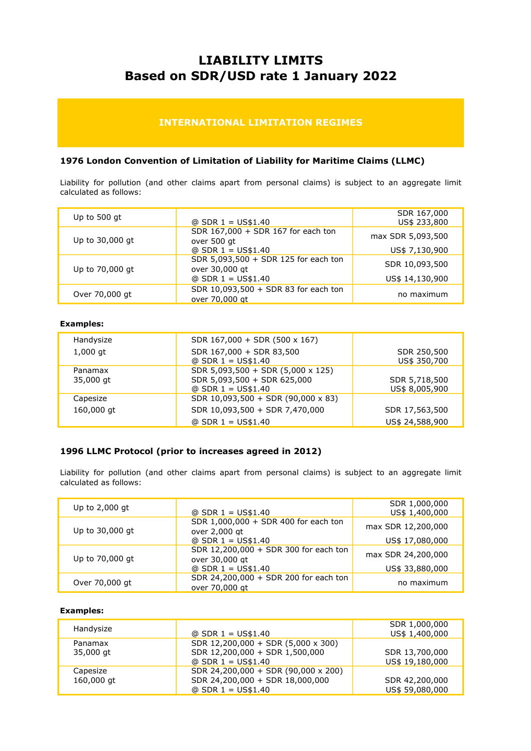# LIABILITY LIMITS
# Based on SDR/USD rate 1 January 2022

## INTERNATIONAL LIMITATION REGIMES

### 1976 London Convention of Limitation of Liability for Maritime Claims (LLMC)

Liability for pollution (and other claims apart from personal claims) is subject to an aggregate limit calculated as follows:

| | | |
|---|---|---|
| Up to 500 gt | @ SDR 1 = US$1.40 | SDR 167,000<br>US$ 233,800 |
| Up to 30,000 gt | SDR 167,000 + SDR 167 for each ton over 500 gt<br>@ SDR 1 = US$1.40 | max SDR 5,093,500<br>US$ 7,130,900 |
| Up to 70,000 gt | SDR 5,093,500 + SDR 125 for each ton over 30,000 gt<br>@ SDR 1 = US$1.40 | SDR 10,093,500<br>US$ 14,130,900 |
| Over 70,000 gt | SDR 10,093,500 + SDR 83 for each ton over 70,000 gt | no maximum |

**Examples:**

| | | |
|---|---|---|
| Handysize<br>1,000 gt | SDR 167,000 + SDR (500 x 167)<br>SDR 167,000 + SDR 83,500<br>@ SDR 1 = US$1.40 | SDR 250,500<br>US$ 350,700 |
| Panamax<br>35,000 gt | SDR 5,093,500 + SDR (5,000 x 125)<br>SDR 5,093,500 + SDR 625,000<br>@ SDR 1 = US$1.40 | SDR 5,718,500<br>US$ 8,005,900 |
| Capesize<br>160,000 gt | SDR 10,093,500 + SDR (90,000 x 83)<br>SDR 10,093,500 + SDR 7,470,000<br>@ SDR 1 = US$1.40 | SDR 17,563,500<br>US$ 24,588,900 |

### 1996 LLMC Protocol (prior to increases agreed in 2012)

Liability for pollution (and other claims apart from personal claims) is subject to an aggregate limit calculated as follows:

| | | |
|---|---|---|
| Up to 2,000 gt | @ SDR 1 = US$1.40 | SDR 1,000,000<br>US$ 1,400,000 |
| Up to 30,000 gt | SDR 1,000,000 + SDR 400 for each ton over 2,000 gt<br>@ SDR 1 = US$1.40 | max SDR 12,200,000<br>US$ 17,080,000 |
| Up to 70,000 gt | SDR 12,200,000 + SDR 300 for each ton over 30,000 gt<br>@ SDR 1 = US$1.40 | max SDR 24,200,000<br>US$ 33,880,000 |
| Over 70,000 gt | SDR 24,200,000 + SDR 200 for each ton over 70,000 gt | no maximum |

**Examples:**

| | | |
|---|---|---|
| Handysize | @ SDR 1 = US$1.40 | SDR 1,000,000<br>US$ 1,400,000 |
| Panamax<br>35,000 gt | SDR 12,200,000 + SDR (5,000 x 300)<br>SDR 12,200,000 + SDR 1,500,000<br>@ SDR 1 = US$1.40 | SDR 13,700,000<br>US$ 19,180,000 |
| Capesize<br>160,000 gt | SDR 24,200,000 + SDR (90,000 x 200)<br>SDR 24,200,000 + SDR 18,000,000<br>@ SDR 1 = US$1.40 | SDR 42,200,000<br>US$ 59,080,000 |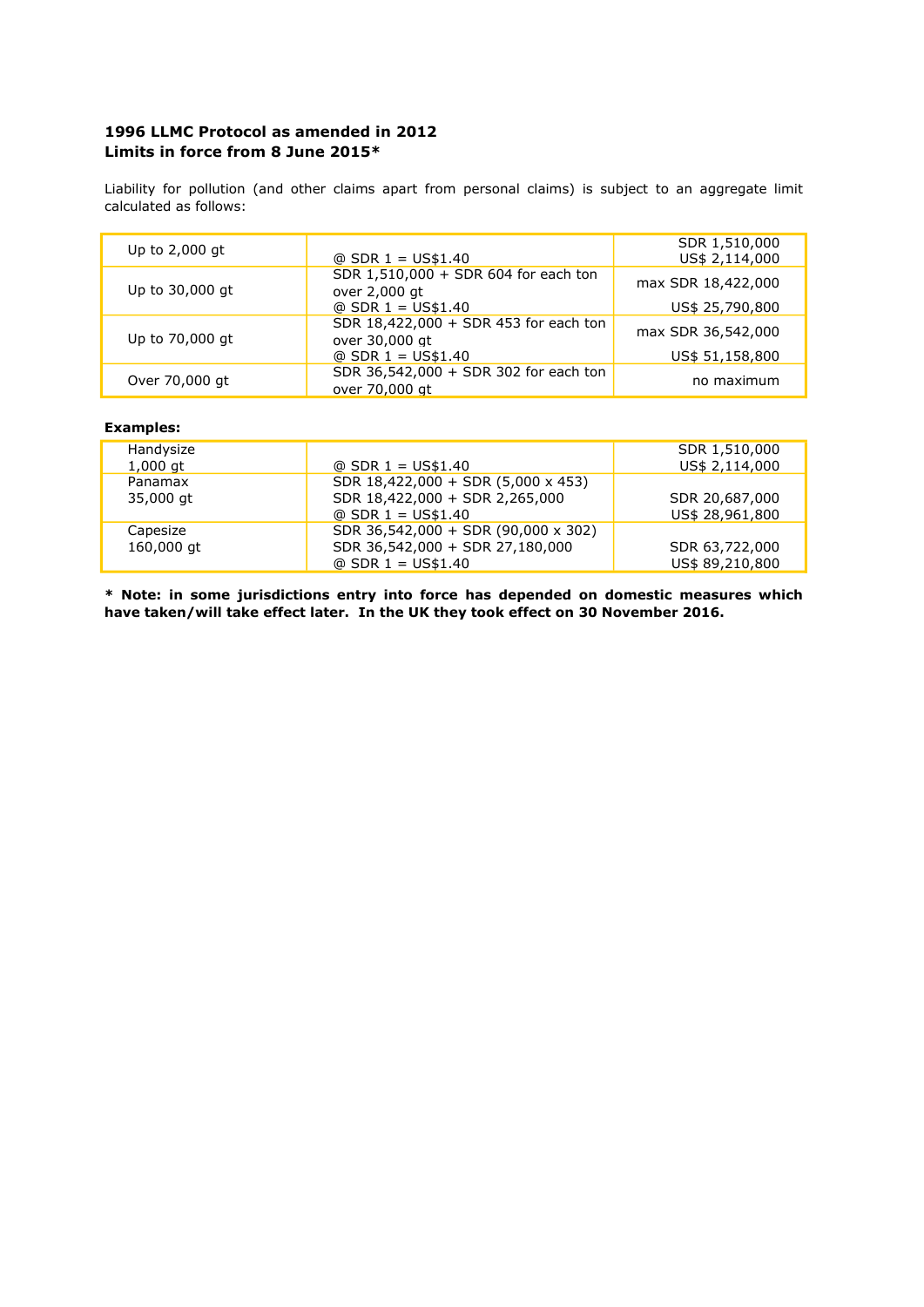**1996 LLMC Protocol as amended in 2012**
**Limits in force from 8 June 2015***

Liability for pollution (and other claims apart from personal claims) is subject to an aggregate limit calculated as follows:

| | | |
|---|---|---|
| Up to 2,000 gt | @ SDR 1 = US$1.40 | SDR 1,510,000<br>US$ 2,114,000 |
| Up to 30,000 gt | SDR 1,510,000 + SDR 604 for each ton over 2,000 gt<br>@ SDR 1 = US$1.40 | max SDR 18,422,000<br>US$ 25,790,800 |
| Up to 70,000 gt | SDR 18,422,000 + SDR 453 for each ton over 30,000 gt<br>@ SDR 1 = US$1.40 | max SDR 36,542,000<br>US$ 51,158,800 |
| Over 70,000 gt | SDR 36,542,000 + SDR 302 for each ton over 70,000 gt | no maximum |

**Examples:**

| | | |
|---|---|---|
| Handysize<br>1,000 gt | @ SDR 1 = US$1.40 | SDR 1,510,000<br>US$ 2,114,000 |
| Panamax<br>35,000 gt | SDR 18,422,000 + SDR (5,000 x 453)<br>SDR 18,422,000 + SDR 2,265,000<br>@ SDR 1 = US$1.40 | SDR 20,687,000<br>US$ 28,961,800 |
| Capesize<br>160,000 gt | SDR 36,542,000 + SDR (90,000 x 302)<br>SDR 36,542,000 + SDR 27,180,000<br>@ SDR 1 = US$1.40 | SDR 63,722,000<br>US$ 89,210,800 |

**\* Note: in some jurisdictions entry into force has depended on domestic measures which have taken/will take effect later. In the UK they took effect on 30 November 2016.**